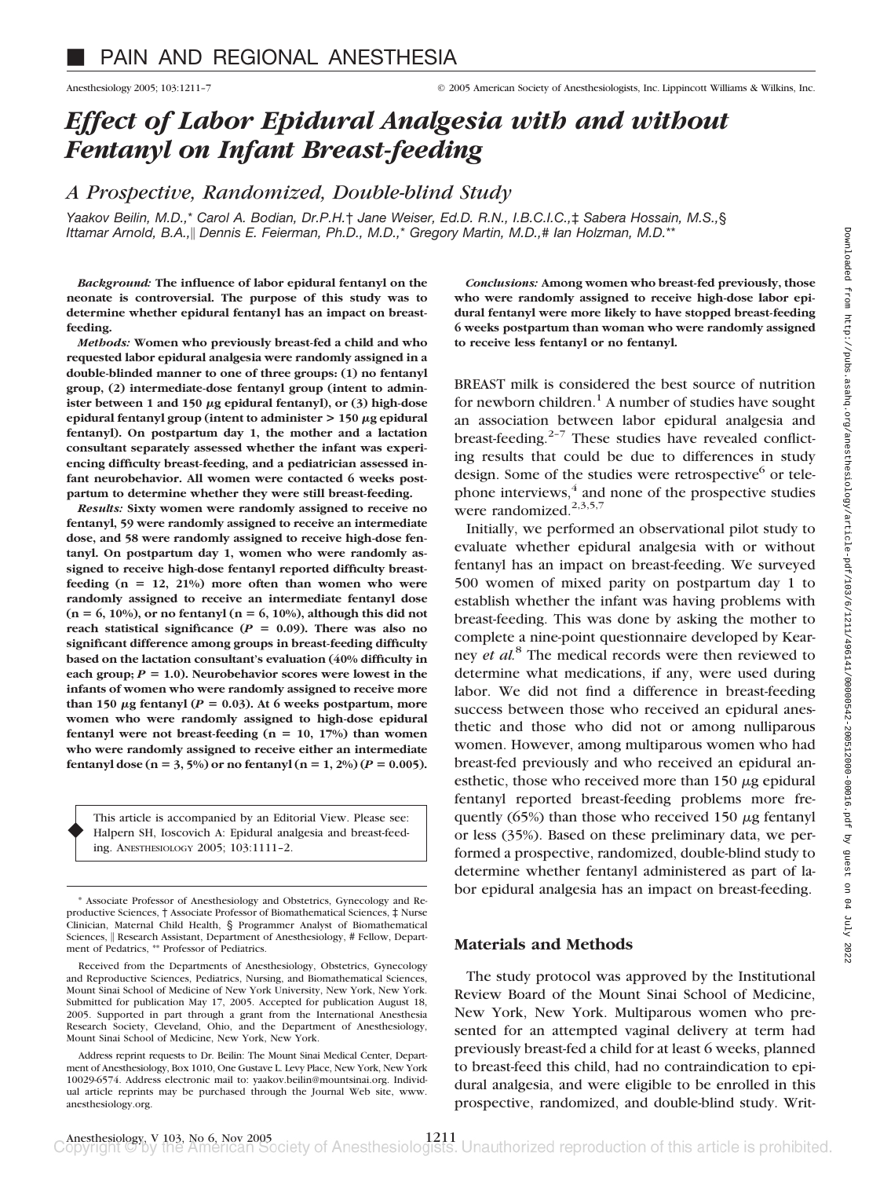# PAIN AND REGIONAL ANESTHESIA

# *Effect of Labor Epidural Analgesia with and without Fentanyl on Infant Breast-feeding*

## *A Prospective, Randomized, Double-blind Study*

*Yaakov Beilin, M.D.,\* Carol A. Bodian, Dr.P.H.† Jane Weiser, Ed.D. R.N., I.B.C.I.C.,‡ Sabera Hossain, M.S.,§ Ittamar Arnold, B.A.,‖ Dennis E. Feierman, Ph.D., M.D.,\* Gregory Martin, M.D.,# Ian Holzman, M.D.\*\**

***Background:*** **The influence of labor epidural fentanyl on the neonate is controversial. The purpose of this study was to determine whether epidural fentanyl has an impact on breast-feeding.**

***Methods:*** **Women who previously breast-fed a child and who requested labor epidural analgesia were randomly assigned in a double-blinded manner to one of three groups: (1) no fentanyl group, (2) intermediate-dose fentanyl group (intent to administer between 1 and 150 μg epidural fentanyl), or (3) high-dose epidural fentanyl group (intent to administer > 150 μg epidural fentanyl). On postpartum day 1, the mother and a lactation consultant separately assessed whether the infant was experiencing difficulty breast-feeding, and a pediatrician assessed infant neurobehavior. All women were contacted 6 weeks postpartum to determine whether they were still breast-feeding.**

***Results:*** **Sixty women were randomly assigned to receive no fentanyl, 59 were randomly assigned to receive an intermediate dose, and 58 were randomly assigned to receive high-dose fentanyl. On postpartum day 1, women who were randomly assigned to receive high-dose fentanyl reported difficulty breast-feeding (n = 12, 21%) more often than women who were randomly assigned to receive an intermediate fentanyl dose (n = 6, 10%), or no fentanyl (n = 6, 10%), although this did not reach statistical significance ($P = 0.09$). There was also no significant difference among groups in breast-feeding difficulty based on the lactation consultant's evaluation (40% difficulty in each group; $P = 1.0$). Neurobehavior scores were lowest in the infants of women who were randomly assigned to receive more than 150 μg fentanyl ($P = 0.03$). At 6 weeks postpartum, more women who were randomly assigned to high-dose epidural fentanyl were not breast-feeding (n = 10, 17%) than women who were randomly assigned to receive either an intermediate fentanyl dose (n = 3, 5%) or no fentanyl (n = 1, 2%) ($P = 0.005$).**

***Conclusions:*** **Among women who breast-fed previously, those who were randomly assigned to receive high-dose labor epidural fentanyl were more likely to have stopped breast-feeding 6 weeks postpartum than woman who were randomly assigned to receive less fentanyl or no fentanyl.**

> This article is accompanied by an Editorial View. Please see: Halpern SH, Ioscovich A: Epidural analgesia and breast-feeding. ANESTHESIOLOGY 2005; 103:1111–2.

BREAST milk is considered the best source of nutrition for newborn children.[1] A number of studies have sought an association between labor epidural analgesia and breast-feeding.[2–7] These studies have revealed conflicting results that could be due to differences in study design. Some of the studies were retrospective[6] or telephone interviews,[4] and none of the prospective studies were randomized.[2,3,5,7]

Initially, we performed an observational pilot study to evaluate whether epidural analgesia with or without fentanyl has an impact on breast-feeding. We surveyed 500 women of mixed parity on postpartum day 1 to establish whether the infant was having problems with breast-feeding. This was done by asking the mother to complete a nine-point questionnaire developed by Kearney *et al.*[8] The medical records were then reviewed to determine what medications, if any, were used during labor. We did not find a difference in breast-feeding success between those who received an epidural anesthetic and those who did not or among nulliparous women. However, among multiparous women who had breast-fed previously and who received an epidural anesthetic, those who received more than 150 μg epidural fentanyl reported breast-feeding problems more frequently (65%) than those who received 150 μg fentanyl or less (35%). Based on these preliminary data, we performed a prospective, randomized, double-blind study to determine whether fentanyl administered as part of labor epidural analgesia has an impact on breast-feeding.

## Materials and Methods

The study protocol was approved by the Institutional Review Board of the Mount Sinai School of Medicine, New York, New York. Multiparous women who presented for an attempted vaginal delivery at term had previously breast-fed a child for at least 6 weeks, planned to breast-feed this child, had no contraindication to epidural analgesia, and were eligible to be enrolled in this prospective, randomized, and double-blind study. Writ-

---

\* Associate Professor of Anesthesiology and Obstetrics, Gynecology and Reproductive Sciences, † Associate Professor of Biomathematical Sciences, ‡ Nurse Clinician, Maternal Child Health, § Programmer Analyst of Biomathematical Sciences, ‖ Research Assistant, Department of Anesthesiology, # Fellow, Department of Pediatrics, \*\* Professor of Pediatrics.

Received from the Departments of Anesthesiology, Obstetrics, Gynecology and Reproductive Sciences, Pediatrics, Nursing, and Biomathematical Sciences, Mount Sinai School of Medicine of New York University, New York, New York. Submitted for publication May 17, 2005. Accepted for publication August 18, 2005. Supported in part through a grant from the International Anesthesia Research Society, Cleveland, Ohio, and the Department of Anesthesiology, Mount Sinai School of Medicine, New York, New York.

Address reprint requests to Dr. Beilin: The Mount Sinai Medical Center, Department of Anesthesiology, Box 1010, One Gustave L. Levy Place, New York, New York 10029-6574. Address electronic mail to: yaakov.beilin@mountsinai.org. Individual article reprints may be purchased through the Journal Web site, www.anesthesiology.org.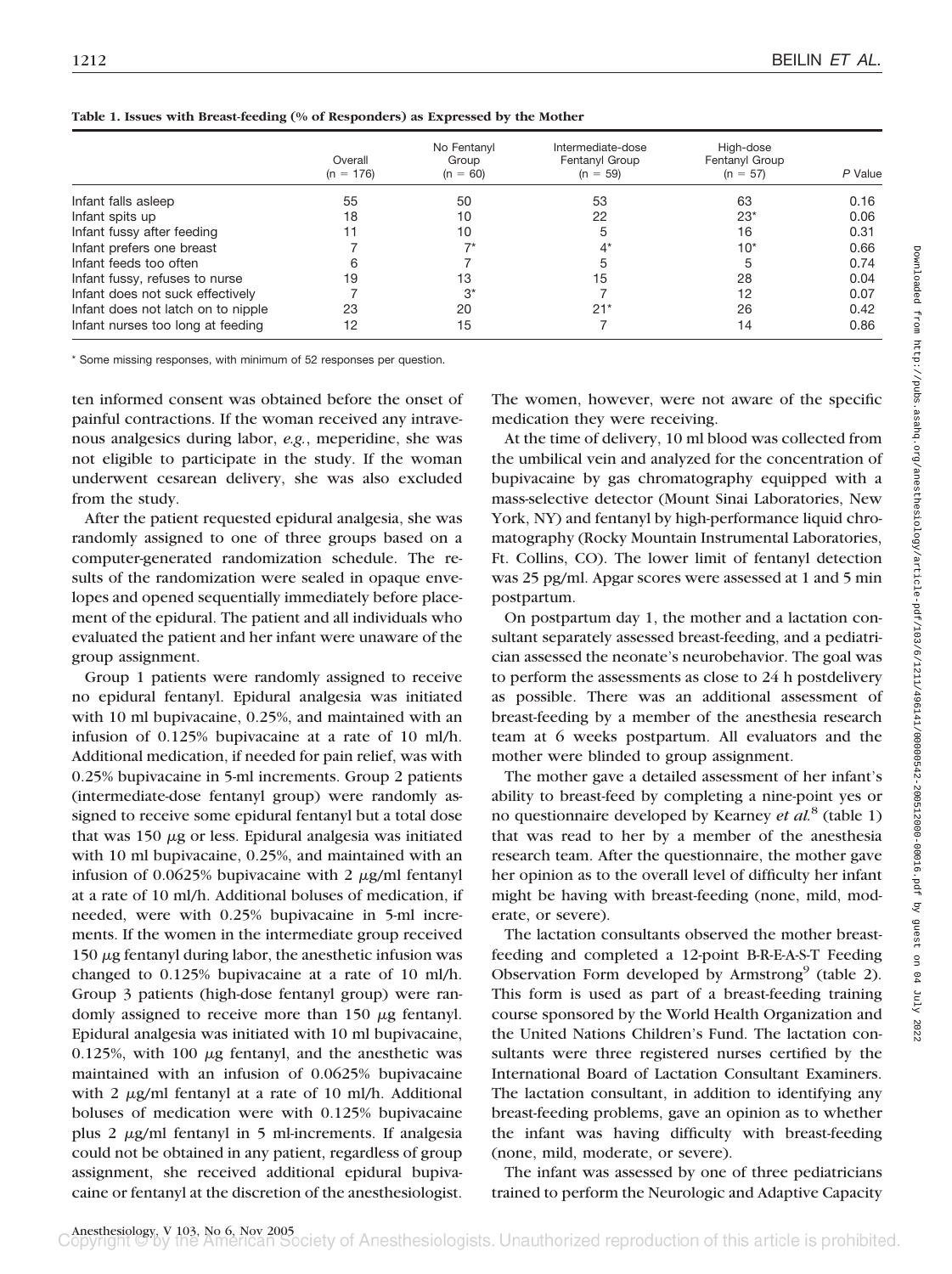**Table 1. Issues with Breast-feeding (% of Responders) as Expressed by the Mother**

| | Overall (n = 176) | No Fentanyl Group (n = 60) | Intermediate-dose Fentanyl Group (n = 59) | High-dose Fentanyl Group (n = 57) | *P* Value |
|---|---|---|---|---|---|
| Infant falls asleep | 55 | 50 | 53 | 63 | 0.16 |
| Infant spits up | 18 | 10 | 22 | 23* | 0.06 |
| Infant fussy after feeding | 11 | 10 | 5 | 16 | 0.31 |
| Infant prefers one breast | 7 | 7* | 4* | 10* | 0.66 |
| Infant feeds too often | 6 | 7 | 5 | 5 | 0.74 |
| Infant fussy, refuses to nurse | 19 | 13 | 15 | 28 | 0.04 |
| Infant does not suck effectively | 7 | 3* | 7 | 12 | 0.07 |
| Infant does not latch on to nipple | 23 | 20 | 21* | 26 | 0.42 |
| Infant nurses too long at feeding | 12 | 15 | 7 | 14 | 0.86 |

\* Some missing responses, with minimum of 52 responses per question.

ten informed consent was obtained before the onset of painful contractions. If the woman received any intravenous analgesics during labor, *e.g.*, meperidine, she was not eligible to participate in the study. If the woman underwent cesarean delivery, she was also excluded from the study.

After the patient requested epidural analgesia, she was randomly assigned to one of three groups based on a computer-generated randomization schedule. The results of the randomization were sealed in opaque envelopes and opened sequentially immediately before placement of the epidural. The patient and all individuals who evaluated the patient and her infant were unaware of the group assignment.

Group 1 patients were randomly assigned to receive no epidural fentanyl. Epidural analgesia was initiated with 10 ml bupivacaine, 0.25%, and maintained with an infusion of 0.125% bupivacaine at a rate of 10 ml/h. Additional medication, if needed for pain relief, was with 0.25% bupivacaine in 5-ml increments. Group 2 patients (intermediate-dose fentanyl group) were randomly assigned to receive some epidural fentanyl but a total dose that was 150 $\mu$g or less. Epidural analgesia was initiated with 10 ml bupivacaine, 0.25%, and maintained with an infusion of 0.0625% bupivacaine with 2 $\mu$g/ml fentanyl at a rate of 10 ml/h. Additional boluses of medication, if needed, were with 0.25% bupivacaine in 5-ml increments. If the women in the intermediate group received 150 $\mu$g fentanyl during labor, the anesthetic infusion was changed to 0.125% bupivacaine at a rate of 10 ml/h. Group 3 patients (high-dose fentanyl group) were randomly assigned to receive more than 150 $\mu$g fentanyl. Epidural analgesia was initiated with 10 ml bupivacaine, 0.125%, with 100 $\mu$g fentanyl, and the anesthetic was maintained with an infusion of 0.0625% bupivacaine with 2 $\mu$g/ml fentanyl at a rate of 10 ml/h. Additional boluses of medication were with 0.125% bupivacaine plus 2 $\mu$g/ml fentanyl in 5 ml-increments. If analgesia could not be obtained in any patient, regardless of group assignment, she received additional epidural bupivacaine or fentanyl at the discretion of the anesthesiologist. The women, however, were not aware of the specific medication they were receiving.

At the time of delivery, 10 ml blood was collected from the umbilical vein and analyzed for the concentration of bupivacaine by gas chromatography equipped with a mass-selective detector (Mount Sinai Laboratories, New York, NY) and fentanyl by high-performance liquid chromatography (Rocky Mountain Instrumental Laboratories, Ft. Collins, CO). The lower limit of fentanyl detection was 25 pg/ml. Apgar scores were assessed at 1 and 5 min postpartum.

On postpartum day 1, the mother and a lactation consultant separately assessed breast-feeding, and a pediatrician assessed the neonate's neurobehavior. The goal was to perform the assessments as close to 24 h postdelivery as possible. There was an additional assessment of breast-feeding by a member of the anesthesia research team at 6 weeks postpartum. All evaluators and the mother were blinded to group assignment.

The mother gave a detailed assessment of her infant's ability to breast-feed by completing a nine-point yes or no questionnaire developed by Kearney *et al.*[8] (table 1) that was read to her by a member of the anesthesia research team. After the questionnaire, the mother gave her opinion as to the overall level of difficulty her infant might be having with breast-feeding (none, mild, moderate, or severe).

The lactation consultants observed the mother breast-feeding and completed a 12-point B-R-E-A-S-T Feeding Observation Form developed by Armstrong[9] (table 2). This form is used as part of a breast-feeding training course sponsored by the World Health Organization and the United Nations Children's Fund. The lactation consultants were three registered nurses certified by the International Board of Lactation Consultant Examiners. The lactation consultant, in addition to identifying any breast-feeding problems, gave an opinion as to whether the infant was having difficulty with breast-feeding (none, mild, moderate, or severe).

The infant was assessed by one of three pediatricians trained to perform the Neurologic and Adaptive Capacity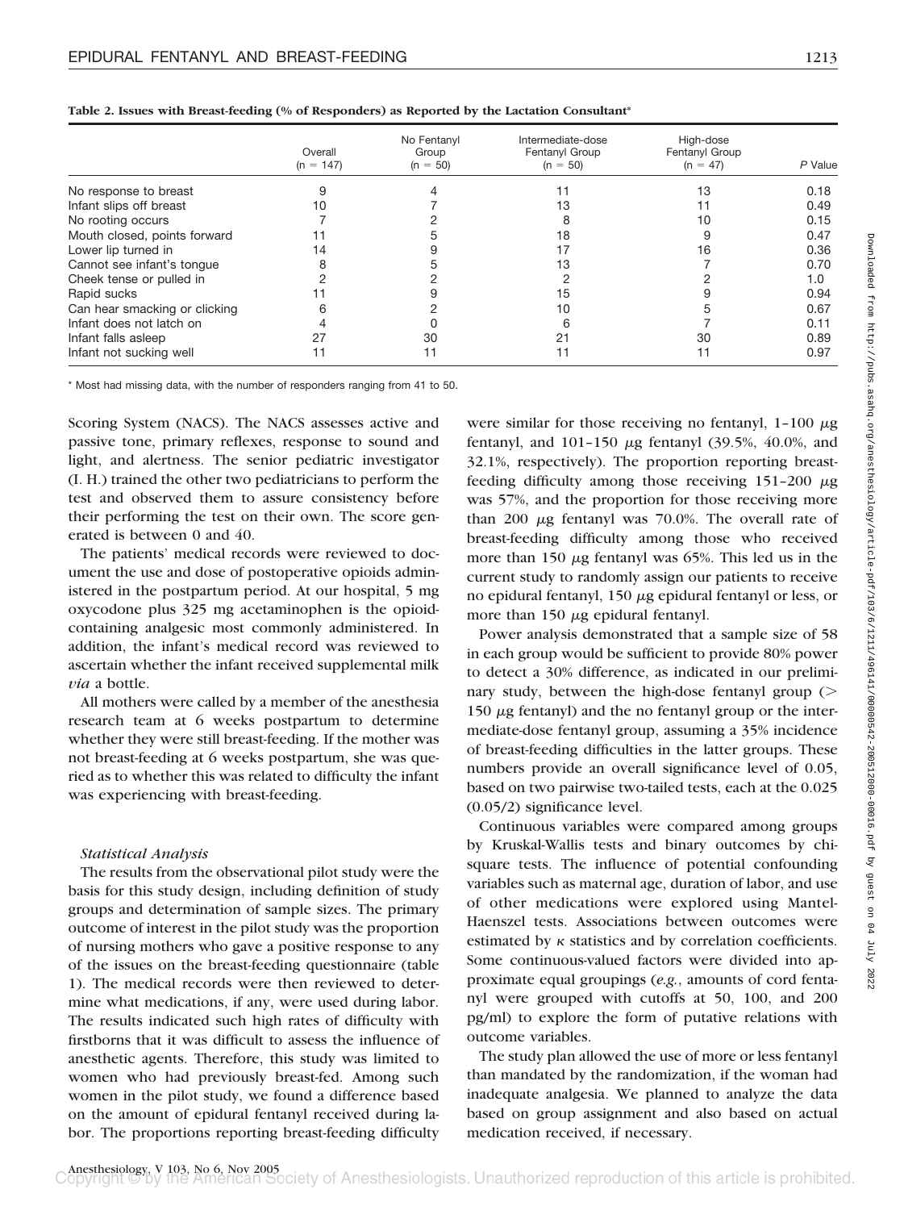**Table 2. Issues with Breast-feeding (% of Responders) as Reported by the Lactation Consultant***

| | Overall (n = 147) | No Fentanyl Group (n = 50) | Intermediate-dose Fentanyl Group (n = 50) | High-dose Fentanyl Group (n = 47) | *P* Value |
|---|---|---|---|---|---|
| No response to breast | 9 | 4 | 11 | 13 | 0.18 |
| Infant slips off breast | 10 | 7 | 13 | 11 | 0.49 |
| No rooting occurs | 7 | 2 | 8 | 10 | 0.15 |
| Mouth closed, points forward | 11 | 5 | 18 | 9 | 0.47 |
| Lower lip turned in | 14 | 9 | 17 | 16 | 0.36 |
| Cannot see infant's tongue | 8 | 5 | 13 | 7 | 0.70 |
| Cheek tense or pulled in | 2 | 2 | 2 | 2 | 1.0 |
| Rapid sucks | 11 | 9 | 15 | 9 | 0.94 |
| Can hear smacking or clicking | 6 | 2 | 10 | 5 | 0.67 |
| Infant does not latch on | 4 | 0 | 6 | 7 | 0.11 |
| Infant falls asleep | 27 | 30 | 21 | 30 | 0.89 |
| Infant not sucking well | 11 | 11 | 11 | 11 | 0.97 |

\* Most had missing data, with the number of responders ranging from 41 to 50.

Scoring System (NACS). The NACS assesses active and passive tone, primary reflexes, response to sound and light, and alertness. The senior pediatric investigator (I. H.) trained the other two pediatricians to perform the test and observed them to assure consistency before their performing the test on their own. The score generated is between 0 and 40.

The patients' medical records were reviewed to document the use and dose of postoperative opioids administered in the postpartum period. At our hospital, 5 mg oxycodone plus 325 mg acetaminophen is the opioid-containing analgesic most commonly administered. In addition, the infant's medical record was reviewed to ascertain whether the infant received supplemental milk *via* a bottle.

All mothers were called by a member of the anesthesia research team at 6 weeks postpartum to determine whether they were still breast-feeding. If the mother was not breast-feeding at 6 weeks postpartum, she was queried as to whether this was related to difficulty the infant was experiencing with breast-feeding.

### *Statistical Analysis*

The results from the observational pilot study were the basis for this study design, including definition of study groups and determination of sample sizes. The primary outcome of interest in the pilot study was the proportion of nursing mothers who gave a positive response to any of the issues on the breast-feeding questionnaire (table 1). The medical records were then reviewed to determine what medications, if any, were used during labor. The results indicated such high rates of difficulty with firstborns that it was difficult to assess the influence of anesthetic agents. Therefore, this study was limited to women who had previously breast-fed. Among such women in the pilot study, we found a difference based on the amount of epidural fentanyl received during labor. The proportions reporting breast-feeding difficulty were similar for those receiving no fentanyl, 1–100 $\mu$g fentanyl, and 101–150 $\mu$g fentanyl (39.5%, 40.0%, and 32.1%, respectively). The proportion reporting breast-feeding difficulty among those receiving 151–200 $\mu$g was 57%, and the proportion for those receiving more than 200 $\mu$g fentanyl was 70.0%. The overall rate of breast-feeding difficulty among those who received more than 150 $\mu$g fentanyl was 65%. This led us in the current study to randomly assign our patients to receive no epidural fentanyl, 150 $\mu$g epidural fentanyl or less, or more than 150 $\mu$g epidural fentanyl.

Power analysis demonstrated that a sample size of 58 in each group would be sufficient to provide 80% power to detect a 30% difference, as indicated in our preliminary study, between the high-dose fentanyl group ($>$ 150 $\mu$g fentanyl) and the no fentanyl group or the intermediate-dose fentanyl group, assuming a 35% incidence of breast-feeding difficulties in the latter groups. These numbers provide an overall significance level of 0.05, based on two pairwise two-tailed tests, each at the 0.025 (0.05/2) significance level.

Continuous variables were compared among groups by Kruskal-Wallis tests and binary outcomes by chi-square tests. The influence of potential confounding variables such as maternal age, duration of labor, and use of other medications were explored using Mantel-Haenszel tests. Associations between outcomes were estimated by $\kappa$ statistics and by correlation coefficients. Some continuous-valued factors were divided into approximate equal groupings (*e.g.*, amounts of cord fentanyl were grouped with cutoffs at 50, 100, and 200 pg/ml) to explore the form of putative relations with outcome variables.

The study plan allowed the use of more or less fentanyl than mandated by the randomization, if the woman had inadequate analgesia. We planned to analyze the data based on group assignment and also based on actual medication received, if necessary.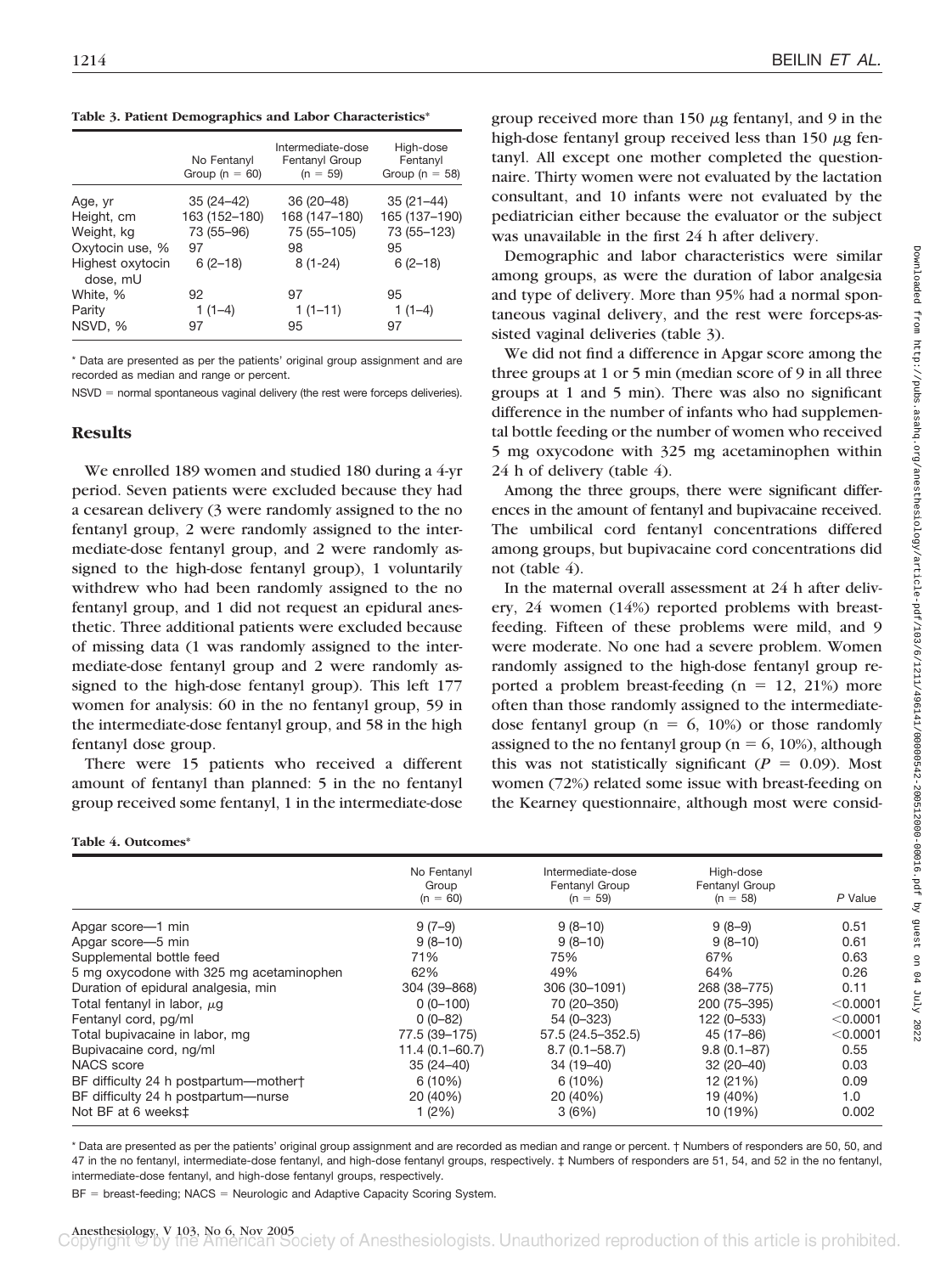**Table 3. Patient Demographics and Labor Characteristics***

| | No Fentanyl Group (n = 60) | Intermediate-dose Fentanyl Group (n = 59) | High-dose Fentanyl Group (n = 58) |
|---|---|---|---|
| Age, yr | 35 (24–42) | 36 (20–48) | 35 (21–44) |
| Height, cm | 163 (152–180) | 168 (147–180) | 165 (137–190) |
| Weight, kg | 73 (55–96) | 75 (55–105) | 73 (55–123) |
| Oxytocin use, % | 97 | 98 | 95 |
| Highest oxytocin dose, mU | 6 (2–18) | 8 (1-24) | 6 (2–18) |
| White, % | 92 | 97 | 95 |
| Parity | 1 (1–4) | 1 (1–11) | 1 (1–4) |
| NSVD, % | 97 | 95 | 97 |

* Data are presented as per the patients' original group assignment and are recorded as median and range or percent.

NSVD = normal spontaneous vaginal delivery (the rest were forceps deliveries).

## Results

We enrolled 189 women and studied 180 during a 4-yr period. Seven patients were excluded because they had a cesarean delivery (3 were randomly assigned to the no fentanyl group, 2 were randomly assigned to the intermediate-dose fentanyl group, and 2 were randomly assigned to the high-dose fentanyl group), 1 voluntarily withdrew who had been randomly assigned to the no fentanyl group, and 1 did not request an epidural anesthetic. Three additional patients were excluded because of missing data (1 was randomly assigned to the intermediate-dose fentanyl group and 2 were randomly assigned to the high-dose fentanyl group). This left 177 women for analysis: 60 in the no fentanyl group, 59 in the intermediate-dose fentanyl group, and 58 in the high fentanyl dose group.

There were 15 patients who received a different amount of fentanyl than planned: 5 in the no fentanyl group received some fentanyl, 1 in the intermediate-dose group received more than 150 $\mu$g fentanyl, and 9 in the high-dose fentanyl group received less than 150 $\mu$g fentanyl. All except one mother completed the questionnaire. Thirty women were not evaluated by the lactation consultant, and 10 infants were not evaluated by the pediatrician either because the evaluator or the subject was unavailable in the first 24 h after delivery.

Demographic and labor characteristics were similar among groups, as were the duration of labor analgesia and type of delivery. More than 95% had a normal spontaneous vaginal delivery, and the rest were forceps-assisted vaginal deliveries (table 3).

We did not find a difference in Apgar score among the three groups at 1 or 5 min (median score of 9 in all three groups at 1 and 5 min). There was also no significant difference in the number of infants who had supplemental bottle feeding or the number of women who received 5 mg oxycodone with 325 mg acetaminophen within 24 h of delivery (table 4).

Among the three groups, there were significant differences in the amount of fentanyl and bupivacaine received. The umbilical cord fentanyl concentrations differed among groups, but bupivacaine cord concentrations did not (table 4).

In the maternal overall assessment at 24 h after delivery, 24 women (14%) reported problems with breast-feeding. Fifteen of these problems were mild, and 9 were moderate. No one had a severe problem. Women randomly assigned to the high-dose fentanyl group reported a problem breast-feeding (n = 12, 21%) more often than those randomly assigned to the intermediate-dose fentanyl group (n = 6, 10%) or those randomly assigned to the no fentanyl group (n = 6, 10%), although this was not statistically significant ($P = 0.09$). Most women (72%) related some issue with breast-feeding on the Kearney questionnaire, although most were consid-

**Table 4. Outcomes***

| | No Fentanyl Group (n = 60) | Intermediate-dose Fentanyl Group (n = 59) | High-dose Fentanyl Group (n = 58) | P Value |
|---|---|---|---|---|
| Apgar score—1 min | 9 (7–9) | 9 (8–10) | 9 (8–9) | 0.51 |
| Apgar score—5 min | 9 (8–10) | 9 (8–10) | 9 (8–10) | 0.61 |
| Supplemental bottle feed | 71% | 75% | 67% | 0.63 |
| 5 mg oxycodone with 325 mg acetaminophen | 62% | 49% | 64% | 0.26 |
| Duration of epidural analgesia, min | 304 (39–868) | 306 (30–1091) | 268 (38–775) | 0.11 |
| Total fentanyl in labor, $\mu$g | 0 (0–100) | 70 (20–350) | 200 (75–395) | <0.0001 |
| Fentanyl cord, pg/ml | 0 (0–82) | 54 (0–323) | 122 (0–533) | <0.0001 |
| Total bupivacaine in labor, mg | 77.5 (39–175) | 57.5 (24.5–352.5) | 45 (17–86) | <0.0001 |
| Bupivacaine cord, ng/ml | 11.4 (0.1–60.7) | 8.7 (0.1–58.7) | 9.8 (0.1–87) | 0.55 |
| NACS score | 35 (24–40) | 34 (19–40) | 32 (20–40) | 0.03 |
| BF difficulty 24 h postpartum—mother† | 6 (10%) | 6 (10%) | 12 (21%) | 0.09 |
| BF difficulty 24 h postpartum—nurse | 20 (40%) | 20 (40%) | 19 (40%) | 1.0 |
| Not BF at 6 weeks‡ | 1 (2%) | 3 (6%) | 10 (19%) | 0.002 |

* Data are presented as per the patients' original group assignment and are recorded as median and range or percent. † Numbers of responders are 50, 50, and 47 in the no fentanyl, intermediate-dose fentanyl, and high-dose fentanyl groups, respectively. ‡ Numbers of responders are 51, 54, and 52 in the no fentanyl, intermediate-dose fentanyl, and high-dose fentanyl groups, respectively.

BF = breast-feeding; NACS = Neurologic and Adaptive Capacity Scoring System.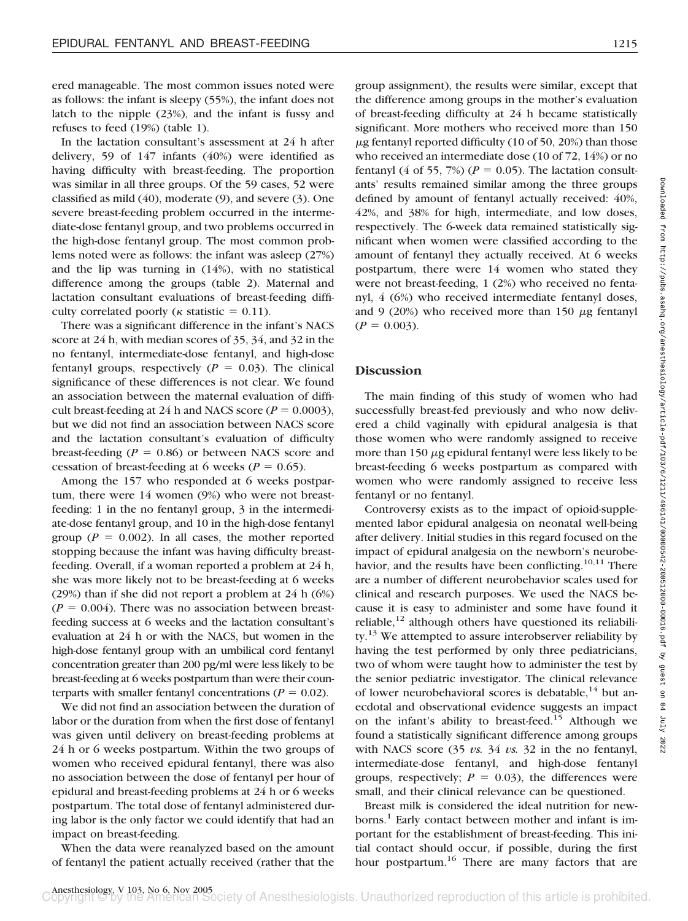ered manageable. The most common issues noted were as follows: the infant is sleepy (55%), the infant does not latch to the nipple (23%), and the infant is fussy and refuses to feed (19%) (table 1).

In the lactation consultant's assessment at 24 h after delivery, 59 of 147 infants (40%) were identified as having difficulty with breast-feeding. The proportion was similar in all three groups. Of the 59 cases, 52 were classified as mild (40), moderate (9), and severe (3). One severe breast-feeding problem occurred in the intermediate-dose fentanyl group, and two problems occurred in the high-dose fentanyl group. The most common problems noted were as follows: the infant was asleep (27%) and the lip was turning in (14%), with no statistical difference among the groups (table 2). Maternal and lactation consultant evaluations of breast-feeding difficulty correlated poorly ($\kappa$ statistic = 0.11).

There was a significant difference in the infant's NACS score at 24 h, with median scores of 35, 34, and 32 in the no fentanyl, intermediate-dose fentanyl, and high-dose fentanyl groups, respectively ($P$ = 0.03). The clinical significance of these differences is not clear. We found an association between the maternal evaluation of difficult breast-feeding at 24 h and NACS score ($P$ = 0.0003), but we did not find an association between NACS score and the lactation consultant's evaluation of difficulty breast-feeding ($P$ = 0.86) or between NACS score and cessation of breast-feeding at 6 weeks ($P$ = 0.65).

Among the 157 who responded at 6 weeks postpartum, there were 14 women (9%) who were not breast-feeding: 1 in the no fentanyl group, 3 in the intermediate-dose fentanyl group, and 10 in the high-dose fentanyl group ($P$ = 0.002). In all cases, the mother reported stopping because the infant was having difficulty breast-feeding. Overall, if a woman reported a problem at 24 h, she was more likely not to be breast-feeding at 6 weeks (29%) than if she did not report a problem at 24 h (6%) ($P$ = 0.004). There was no association between breast-feeding success at 6 weeks and the lactation consultant's evaluation at 24 h or with the NACS, but women in the high-dose fentanyl group with an umbilical cord fentanyl concentration greater than 200 pg/ml were less likely to be breast-feeding at 6 weeks postpartum than were their counterparts with smaller fentanyl concentrations ($P$ = 0.02).

We did not find an association between the duration of labor or the duration from when the first dose of fentanyl was given until delivery on breast-feeding problems at 24 h or 6 weeks postpartum. Within the two groups of women who received epidural fentanyl, there was also no association between the dose of fentanyl per hour of epidural and breast-feeding problems at 24 h or 6 weeks postpartum. The total dose of fentanyl administered during labor is the only factor we could identify that had an impact on breast-feeding.

When the data were reanalyzed based on the amount of fentanyl the patient actually received (rather that the group assignment), the results were similar, except that the difference among groups in the mother's evaluation of breast-feeding difficulty at 24 h became statistically significant. More mothers who received more than 150 $\mu$g fentanyl reported difficulty (10 of 50, 20%) than those who received an intermediate dose (10 of 72, 14%) or no fentanyl (4 of 55, 7%) ($P$ = 0.05). The lactation consultants' results remained similar among the three groups defined by amount of fentanyl actually received: 40%, 42%, and 38% for high, intermediate, and low doses, respectively. The 6-week data remained statistically significant when women were classified according to the amount of fentanyl they actually received. At 6 weeks postpartum, there were 14 women who stated they were not breast-feeding, 1 (2%) who received no fentanyl, 4 (6%) who received intermediate fentanyl doses, and 9 (20%) who received more than 150 $\mu$g fentanyl ($P$ = 0.003).

## Discussion

The main finding of this study of women who had successfully breast-fed previously and who now delivered a child vaginally with epidural analgesia is that those women who were randomly assigned to receive more than 150 $\mu$g epidural fentanyl were less likely to be breast-feeding 6 weeks postpartum as compared with women who were randomly assigned to receive less fentanyl or no fentanyl.

Controversy exists as to the impact of opioid-supplemented labor epidural analgesia on neonatal well-being after delivery. Initial studies in this regard focused on the impact of epidural analgesia on the newborn's neurobehavior, and the results have been conflicting.[10,11] There are a number of different neurobehavior scales used for clinical and research purposes. We used the NACS because it is easy to administer and some have found it reliable,[12] although others have questioned its reliability.[13] We attempted to assure interobserver reliability by having the test performed by only three pediatricians, two of whom were taught how to administer the test by the senior pediatric investigator. The clinical relevance of lower neurobehavioral scores is debatable,[14] but anecdotal and observational evidence suggests an impact on the infant's ability to breast-feed.[15] Although we found a statistically significant difference among groups with NACS score (35 *vs.* 34 *vs.* 32 in the no fentanyl, intermediate-dose fentanyl, and high-dose fentanyl groups, respectively; $P$ = 0.03), the differences were small, and their clinical relevance can be questioned.

Breast milk is considered the ideal nutrition for newborns.[1] Early contact between mother and infant is important for the establishment of breast-feeding. This initial contact should occur, if possible, during the first hour postpartum.[16] There are many factors that are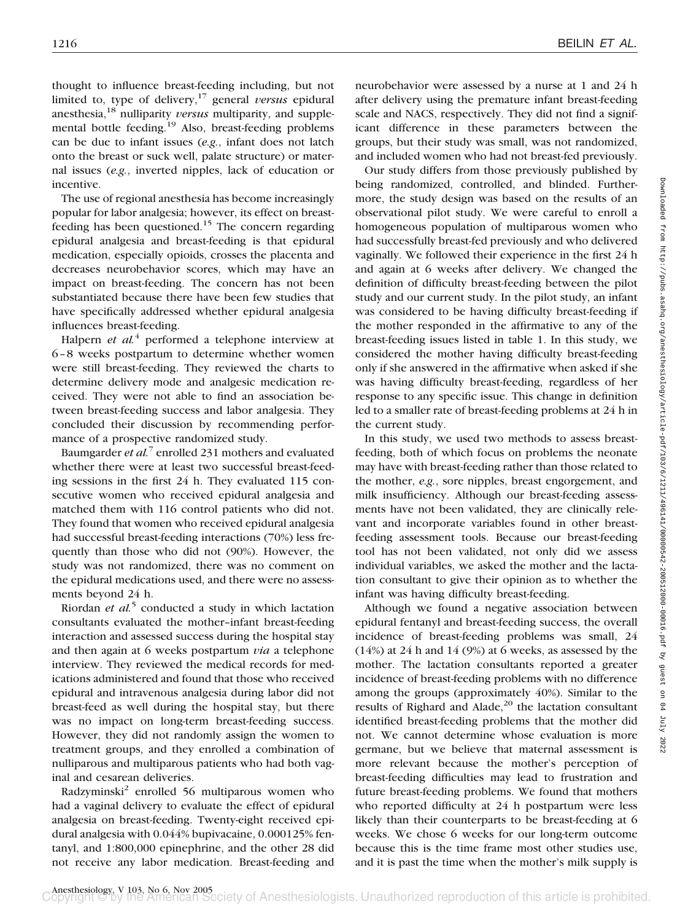thought to influence breast-feeding including, but not limited to, type of delivery,[17] general *versus* epidural anesthesia,[18] nulliparity *versus* multiparity, and supplemental bottle feeding.[19] Also, breast-feeding problems can be due to infant issues (*e.g.*, infant does not latch onto the breast or suck well, palate structure) or maternal issues (*e.g.*, inverted nipples, lack of education or incentive.

The use of regional anesthesia has become increasingly popular for labor analgesia; however, its effect on breast-feeding has been questioned.[15] The concern regarding epidural analgesia and breast-feeding is that epidural medication, especially opioids, crosses the placenta and decreases neurobehavior scores, which may have an impact on breast-feeding. The concern has not been substantiated because there have been few studies that have specifically addressed whether epidural analgesia influences breast-feeding.

Halpern *et al.*[4] performed a telephone interview at 6–8 weeks postpartum to determine whether women were still breast-feeding. They reviewed the charts to determine delivery mode and analgesic medication received. They were not able to find an association between breast-feeding success and labor analgesia. They concluded their discussion by recommending performance of a prospective randomized study.

Baumgarder *et al.*[7] enrolled 231 mothers and evaluated whether there were at least two successful breast-feeding sessions in the first 24 h. They evaluated 115 consecutive women who received epidural analgesia and matched them with 116 control patients who did not. They found that women who received epidural analgesia had successful breast-feeding interactions (70%) less frequently than those who did not (90%). However, the study was not randomized, there was no comment on the epidural medications used, and there were no assessments beyond 24 h.

Riordan *et al.*[5] conducted a study in which lactation consultants evaluated the mother–infant breast-feeding interaction and assessed success during the hospital stay and then again at 6 weeks postpartum *via* a telephone interview. They reviewed the medical records for medications administered and found that those who received epidural and intravenous analgesia during labor did not breast-feed as well during the hospital stay, but there was no impact on long-term breast-feeding success. However, they did not randomly assign the women to treatment groups, and they enrolled a combination of nulliparous and multiparous patients who had both vaginal and cesarean deliveries.

Radzyminski[2] enrolled 56 multiparous women who had a vaginal delivery to evaluate the effect of epidural analgesia on breast-feeding. Twenty-eight received epidural analgesia with 0.044% bupivacaine, 0.000125% fentanyl, and 1:800,000 epinephrine, and the other 28 did not receive any labor medication. Breast-feeding and neurobehavior were assessed by a nurse at 1 and 24 h after delivery using the premature infant breast-feeding scale and NACS, respectively. They did not find a significant difference in these parameters between the groups, but their study was small, was not randomized, and included women who had not breast-fed previously.

Our study differs from those previously published by being randomized, controlled, and blinded. Furthermore, the study design was based on the results of an observational pilot study. We were careful to enroll a homogeneous population of multiparous women who had successfully breast-fed previously and who delivered vaginally. We followed their experience in the first 24 h and again at 6 weeks after delivery. We changed the definition of difficulty breast-feeding between the pilot study and our current study. In the pilot study, an infant was considered to be having difficulty breast-feeding if the mother responded in the affirmative to any of the breast-feeding issues listed in table 1. In this study, we considered the mother having difficulty breast-feeding only if she answered in the affirmative when asked if she was having difficulty breast-feeding, regardless of her response to any specific issue. This change in definition led to a smaller rate of breast-feeding problems at 24 h in the current study.

In this study, we used two methods to assess breast-feeding, both of which focus on problems the neonate may have with breast-feeding rather than those related to the mother, *e.g.*, sore nipples, breast engorgement, and milk insufficiency. Although our breast-feeding assessments have not been validated, they are clinically relevant and incorporate variables found in other breast-feeding assessment tools. Because our breast-feeding tool has not been validated, not only did we assess individual variables, we asked the mother and the lactation consultant to give their opinion as to whether the infant was having difficulty breast-feeding.

Although we found a negative association between epidural fentanyl and breast-feeding success, the overall incidence of breast-feeding problems was small, 24 (14%) at 24 h and 14 (9%) at 6 weeks, as assessed by the mother. The lactation consultants reported a greater incidence of breast-feeding problems with no difference among the groups (approximately 40%). Similar to the results of Righard and Alade,[20] the lactation consultant identified breast-feeding problems that the mother did not. We cannot determine whose evaluation is more germane, but we believe that maternal assessment is more relevant because the mother's perception of breast-feeding difficulties may lead to frustration and future breast-feeding problems. We found that mothers who reported difficulty at 24 h postpartum were less likely than their counterparts to be breast-feeding at 6 weeks. We chose 6 weeks for our long-term outcome because this is the time frame most other studies use, and it is past the time when the mother's milk supply is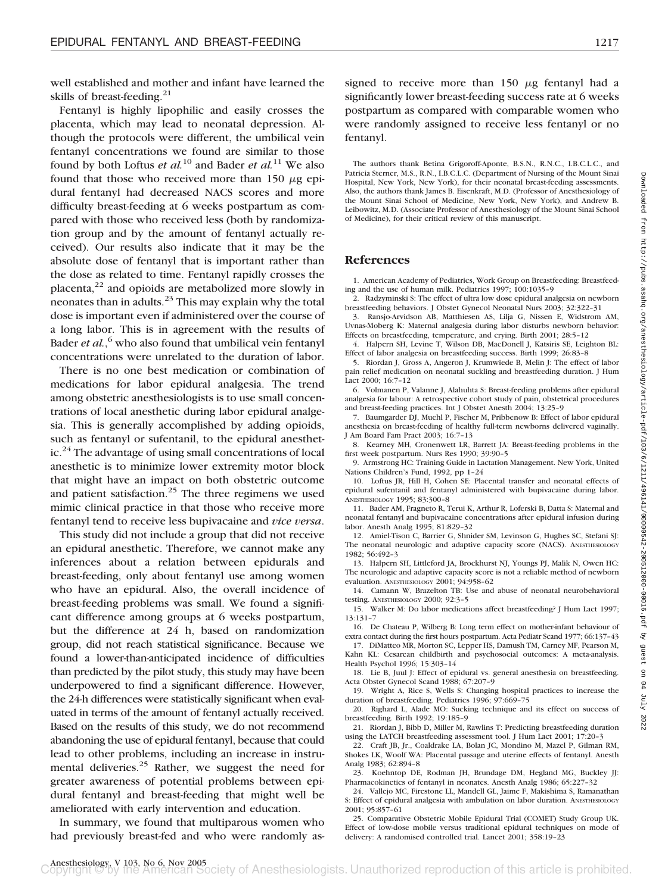well established and mother and infant have learned the skills of breast-feeding.[21]

Fentanyl is highly lipophilic and easily crosses the placenta, which may lead to neonatal depression. Although the protocols were different, the umbilical vein fentanyl concentrations we found are similar to those found by both Loftus *et al.*[10] and Bader *et al.*[11] We also found that those who received more than 150 μg epidural fentanyl had decreased NACS scores and more difficulty breast-feeding at 6 weeks postpartum as compared with those who received less (both by randomization group and by the amount of fentanyl actually received). Our results also indicate that it may be the absolute dose of fentanyl that is important rather than the dose as related to time. Fentanyl rapidly crosses the placenta,[22] and opioids are metabolized more slowly in neonates than in adults.[23] This may explain why the total dose is important even if administered over the course of a long labor. This is in agreement with the results of Bader *et al.*,[6] who also found that umbilical vein fentanyl concentrations were unrelated to the duration of labor.

There is no one best medication or combination of medications for labor epidural analgesia. The trend among obstetric anesthesiologists is to use small concentrations of local anesthetic during labor epidural analgesia. This is generally accomplished by adding opioids, such as fentanyl or sufentanil, to the epidural anesthetic.[24] The advantage of using small concentrations of local anesthetic is to minimize lower extremity motor block that might have an impact on both obstetric outcome and patient satisfaction.[25] The three regimens we used mimic clinical practice in that those who receive more fentanyl tend to receive less bupivacaine and *vice versa*.

This study did not include a group that did not receive an epidural anesthetic. Therefore, we cannot make any inferences about a relation between epidurals and breast-feeding, only about fentanyl use among women who have an epidural. Also, the overall incidence of breast-feeding problems was small. We found a significant difference among groups at 6 weeks postpartum, but the difference at 24 h, based on randomization group, did not reach statistical significance. Because we found a lower-than-anticipated incidence of difficulties than predicted by the pilot study, this study may have been underpowered to find a significant difference. However, the 24-h differences were statistically significant when evaluated in terms of the amount of fentanyl actually received. Based on the results of this study, we do not recommend abandoning the use of epidural fentanyl, because that could lead to other problems, including an increase in instrumental deliveries.[25] Rather, we suggest the need for greater awareness of potential problems between epidural fentanyl and breast-feeding that might well be ameliorated with early intervention and education.

In summary, we found that multiparous women who had previously breast-fed and who were randomly assigned to receive more than 150 μg fentanyl had a significantly lower breast-feeding success rate at 6 weeks postpartum as compared with comparable women who were randomly assigned to receive less fentanyl or no fentanyl.

The authors thank Betina Grigoroff-Aponte, B.S.N., R.N.C., I.B.C.L.C., and Patricia Sterner, M.S., R.N., I.B.C.L.C. (Department of Nursing of the Mount Sinai Hospital, New York, New York), for their neonatal breast-feeding assessments. Also, the authors thank James B. Eisenkraft, M.D. (Professor of Anesthesiology of the Mount Sinai School of Medicine, New York, New York), and Andrew B. Leibowitz, M.D. (Associate Professor of Anesthesiology of the Mount Sinai School of Medicine), for their critical review of this manuscript.

## References

1. American Academy of Pediatrics, Work Group on Breastfeeding: Breastfeeding and the use of human milk. Pediatrics 1997; 100:1035–9
2. Radzyminski S: The effect of ultra low dose epidural analgesia on newborn breastfeeding behaviors. J Obstet Gynecol Neonatal Nurs 2003; 32:322–31
3. Ransjo-Arvidson AB, Matthiesen AS, Lilja G, Nissen E, Widstrom AM, Uvnas-Moberg K: Maternal analgesia during labor disturbs newborn behavior: Effects on breastfeeding, temperature, and crying. Birth 2001; 28:5–12
4. Halpern SH, Levine T, Wilson DB, MacDonell J, Katsiris SE, Leighton BL: Effect of labor analgesia on breastfeeding success. Birth 1999; 26:83–8
5. Riordan J, Gross A, Angeron J, Krumwiede B, Melin J: The effect of labor pain relief medication on neonatal suckling and breastfeeding duration. J Hum Lact 2000; 16:7–12
6. Volmanen P, Valanne J, Alahuhta S: Breast-feeding problems after epidural analgesia for labour: A retrospective cohort study of pain, obstetrical procedures and breast-feeding practices. Int J Obstet Anesth 2004; 13:25–9
7. Baumgarder DJ, Muehl P, Fischer M, Pribbenow B: Effect of labor epidural anesthesia on breast-feeding of healthy full-term newborns delivered vaginally. J Am Board Fam Pract 2003; 16:7–13
8. Kearney MH, Cronenwett LR, Barrett JA: Breast-feeding problems in the first week postpartum. Nurs Res 1990; 39:90–5
9. Armstrong HC: Training Guide in Lactation Management. New York, United Nations Children's Fund, 1992, pp 1–24
10. Loftus JR, Hill H, Cohen SE: Placental transfer and neonatal effects of epidural sufentanil and fentanyl administered with bupivacaine during labor. ANESTHESIOLOGY 1995; 83:300–8
11. Bader AM, Fragneto R, Terui K, Arthur R, Loferski B, Datta S: Maternal and neonatal fentanyl and bupivacaine concentrations after epidural infusion during labor. Anesth Analg 1995; 81:829–32
12. Amiel-Tison C, Barrier G, Shnider SM, Levinson G, Hughes SC, Stefani SJ: The neonatal neurologic and adaptive capacity score (NACS). ANESTHESIOLOGY 1982; 56:492–3
13. Halpern SH, Littleford JA, Brockhurst NJ, Youngs PJ, Malik N, Owen HC: The neurologic and adaptive capacity score is not a reliable method of newborn evaluation. ANESTHESIOLOGY 2001; 94:958–62
14. Camann W, Brazelton TB: Use and abuse of neonatal neurobehavioral testing. ANESTHESIOLOGY 2000; 92:3–5
15. Walker M: Do labor medications affect breastfeeding? J Hum Lact 1997; 13:131–7
16. De Chateau P, Wilberg B: Long term effect on mother-infant behaviour of extra contact during the first hours postpartum. Acta Pediatr Scand 1977; 66:137–43
17. DiMatteo MR, Morton SC, Lepper HS, Damush TM, Carney MF, Pearson M, Kahn KL: Cesarean childbirth and psychosocial outcomes: A meta-analysis. Health Psychol 1996; 15:303–14
18. Lie B, Juul J: Effect of epidural vs. general anesthesia on breastfeeding. Acta Obstet Gynecol Scand 1988; 67:207–9
19. Wright A, Rice S, Wells S: Changing hospital practices to increase the duration of breastfeeding. Pediatrics 1996; 97:669–75
20. Righard L, Alade MO: Sucking technique and its effect on success of breastfeeding. Birth 1992; 19:185–9
21. Riordan J, Bibb D, Miller M, Rawlins T: Predicting breastfeeding duration using the LATCH breastfeeding assessment tool. J Hum Lact 2001; 17:20–3
22. Craft JB, Jr., Coaldrake LA, Bolan JC, Mondino M, Mazel P, Gilman RM, Shokes LK, Woolf WA: Placental passage and uterine effects of fentanyl. Anesth Analg 1983; 62:894–8
23. Koehntop DE, Rodman JH, Brundage DM, Hegland MG, Buckley JJ: Pharmacokinetics of fentanyl in neonates. Anesth Analg 1986; 65:227–32
24. Vallejo MC, Firestone LL, Mandell GL, Jaime F, Makishima S, Ramanathan S: Effect of epidural analgesia with ambulation on labor duration. ANESTHESIOLOGY 2001; 95:857–61
25. Comparative Obstetric Mobile Epidural Trial (COMET) Study Group UK. Effect of low-dose mobile versus traditional epidural techniques on mode of delivery: A randomised controlled trial. Lancet 2001; 358:19–23